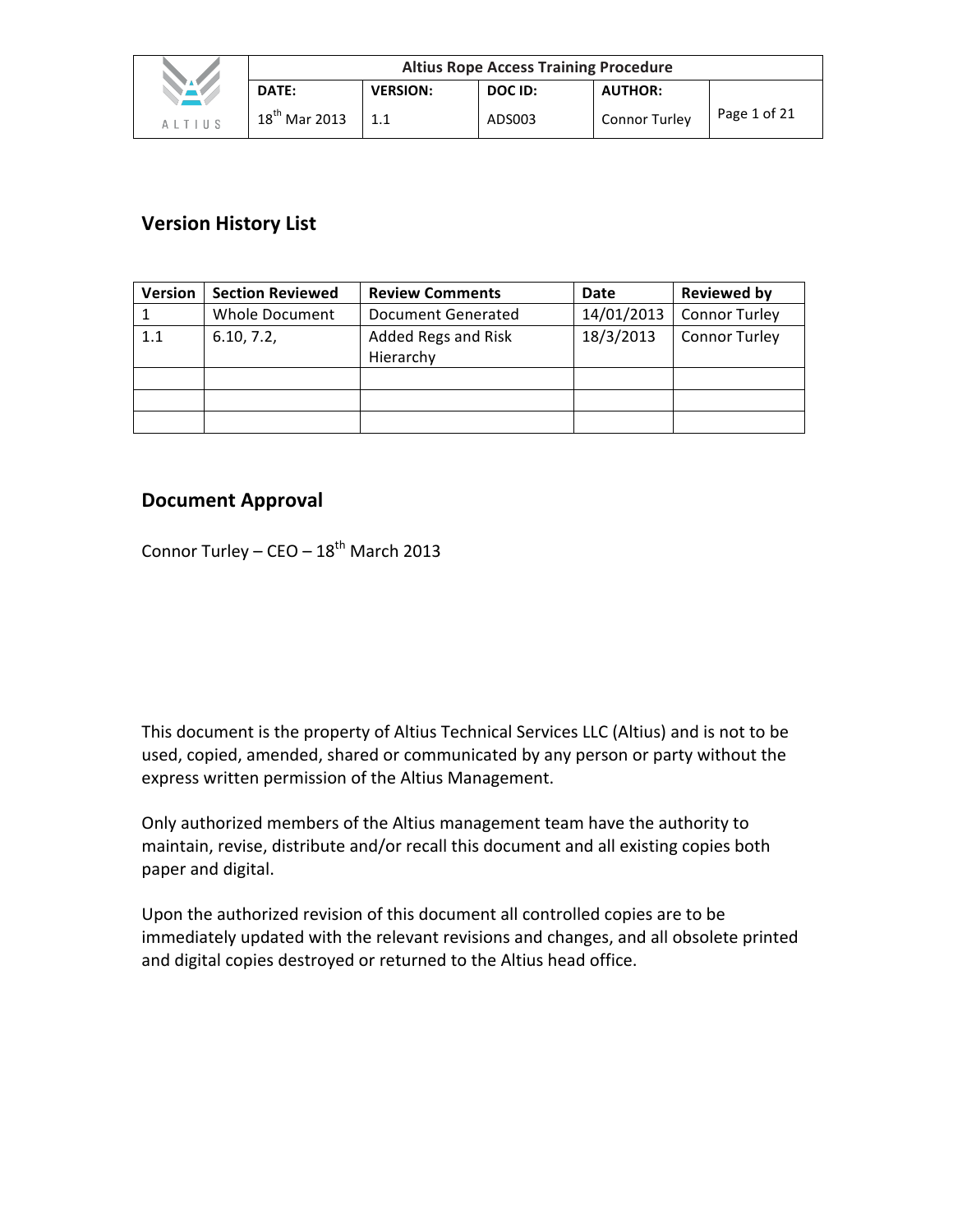## Version History List

| Version | Section Reviewed | Review Comments | Date | Reviewed by |
|---|---|---|---|---|
| 1 | Whole Document | Document Generated | 14/01/2013 | Connor Turley |
| 1.1 | 6.10, 7.2, | Added Regs and Risk Hierarchy | 18/3/2013 | Connor Turley |
| | | | | |
| | | | | |
| | | | | |

## Document Approval

Connor Turley – CEO – 18th March 2013

This document is the property of Altius Technical Services LLC (Altius) and is not to be used, copied, amended, shared or communicated by any person or party without the express written permission of the Altius Management.

Only authorized members of the Altius management team have the authority to maintain, revise, distribute and/or recall this document and all existing copies both paper and digital.

Upon the authorized revision of this document all controlled copies are to be immediately updated with the relevant revisions and changes, and all obsolete printed and digital copies destroyed or returned to the Altius head office.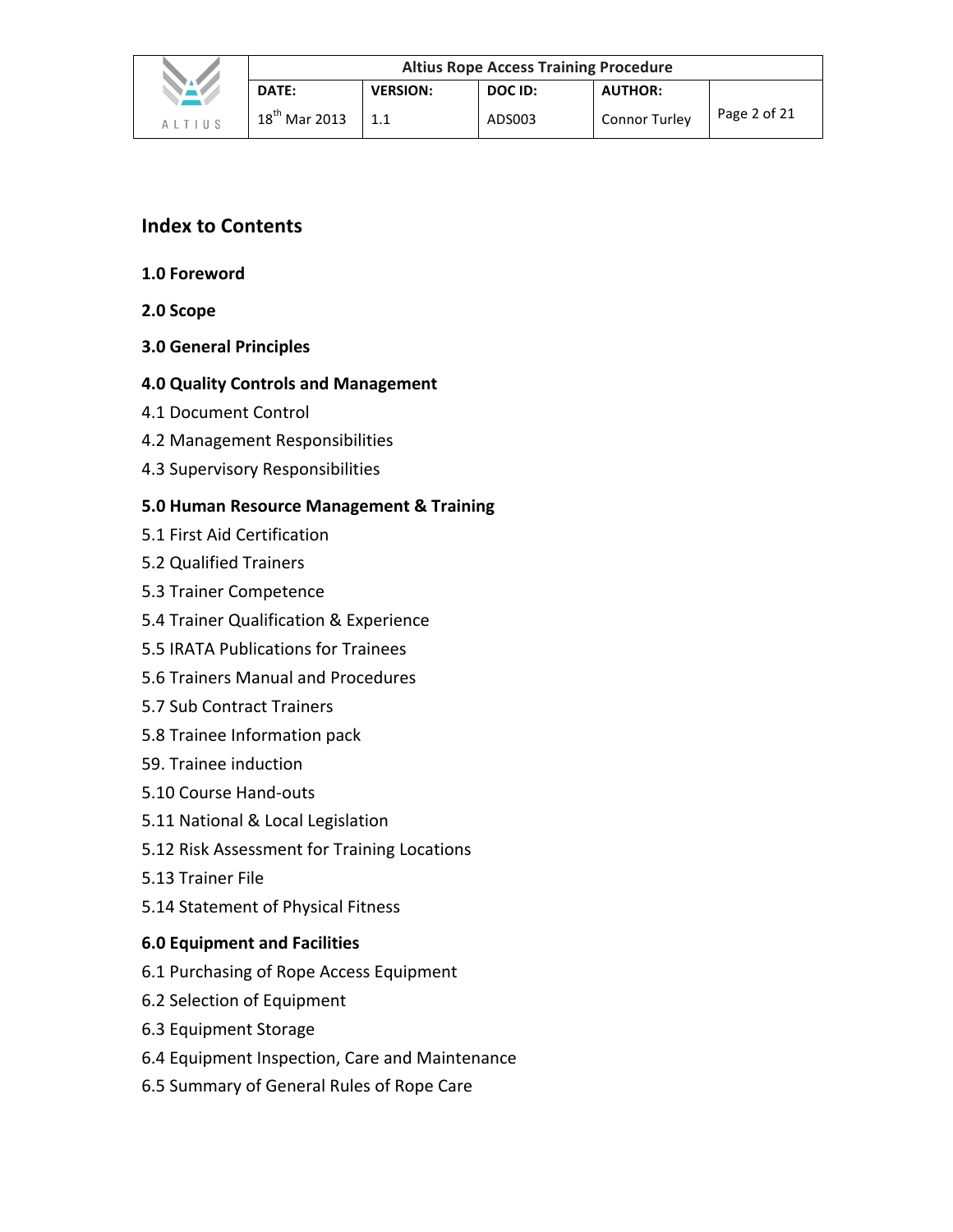## Index to Contents

**1.0 Foreword**

**2.0 Scope**

**3.0 General Principles**

**4.0 Quality Controls and Management**

4.1 Document Control

4.2 Management Responsibilities

4.3 Supervisory Responsibilities

**5.0 Human Resource Management & Training**

5.1 First Aid Certification

5.2 Qualified Trainers

5.3 Trainer Competence

5.4 Trainer Qualification & Experience

5.5 IRATA Publications for Trainees

5.6 Trainers Manual and Procedures

5.7 Sub Contract Trainers

5.8 Trainee Information pack

59. Trainee induction

5.10 Course Hand-outs

5.11 National & Local Legislation

5.12 Risk Assessment for Training Locations

5.13 Trainer File

5.14 Statement of Physical Fitness

**6.0 Equipment and Facilities**

6.1 Purchasing of Rope Access Equipment

6.2 Selection of Equipment

6.3 Equipment Storage

6.4 Equipment Inspection, Care and Maintenance

6.5 Summary of General Rules of Rope Care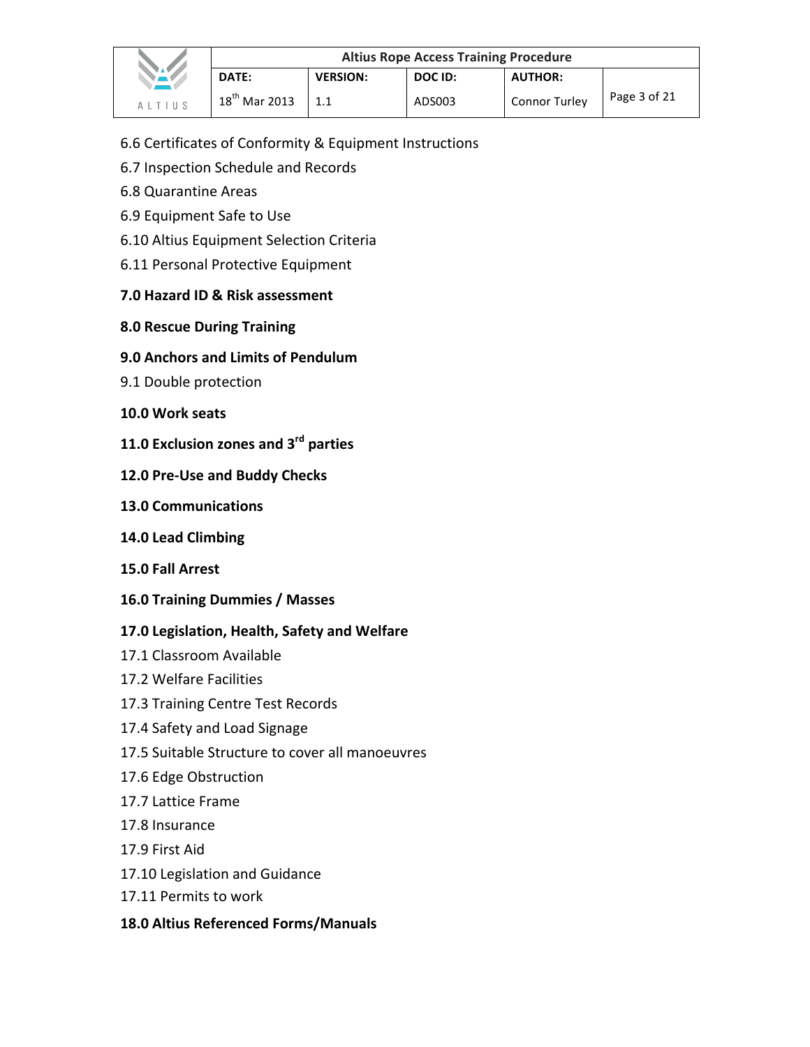6.6 Certificates of Conformity & Equipment Instructions

6.7 Inspection Schedule and Records

6.8 Quarantine Areas

6.9 Equipment Safe to Use

6.10 Altius Equipment Selection Criteria

6.11 Personal Protective Equipment

**7.0 Hazard ID & Risk assessment**

**8.0 Rescue During Training**

**9.0 Anchors and Limits of Pendulum**

9.1 Double protection

**10.0 Work seats**

**11.0 Exclusion zones and 3rd parties**

**12.0 Pre-Use and Buddy Checks**

**13.0 Communications**

**14.0 Lead Climbing**

**15.0 Fall Arrest**

**16.0 Training Dummies / Masses**

**17.0 Legislation, Health, Safety and Welfare**

17.1 Classroom Available

17.2 Welfare Facilities

17.3 Training Centre Test Records

17.4 Safety and Load Signage

17.5 Suitable Structure to cover all manoeuvres

17.6 Edge Obstruction

17.7 Lattice Frame

17.8 Insurance

17.9 First Aid

17.10 Legislation and Guidance

17.11 Permits to work

**18.0 Altius Referenced Forms/Manuals**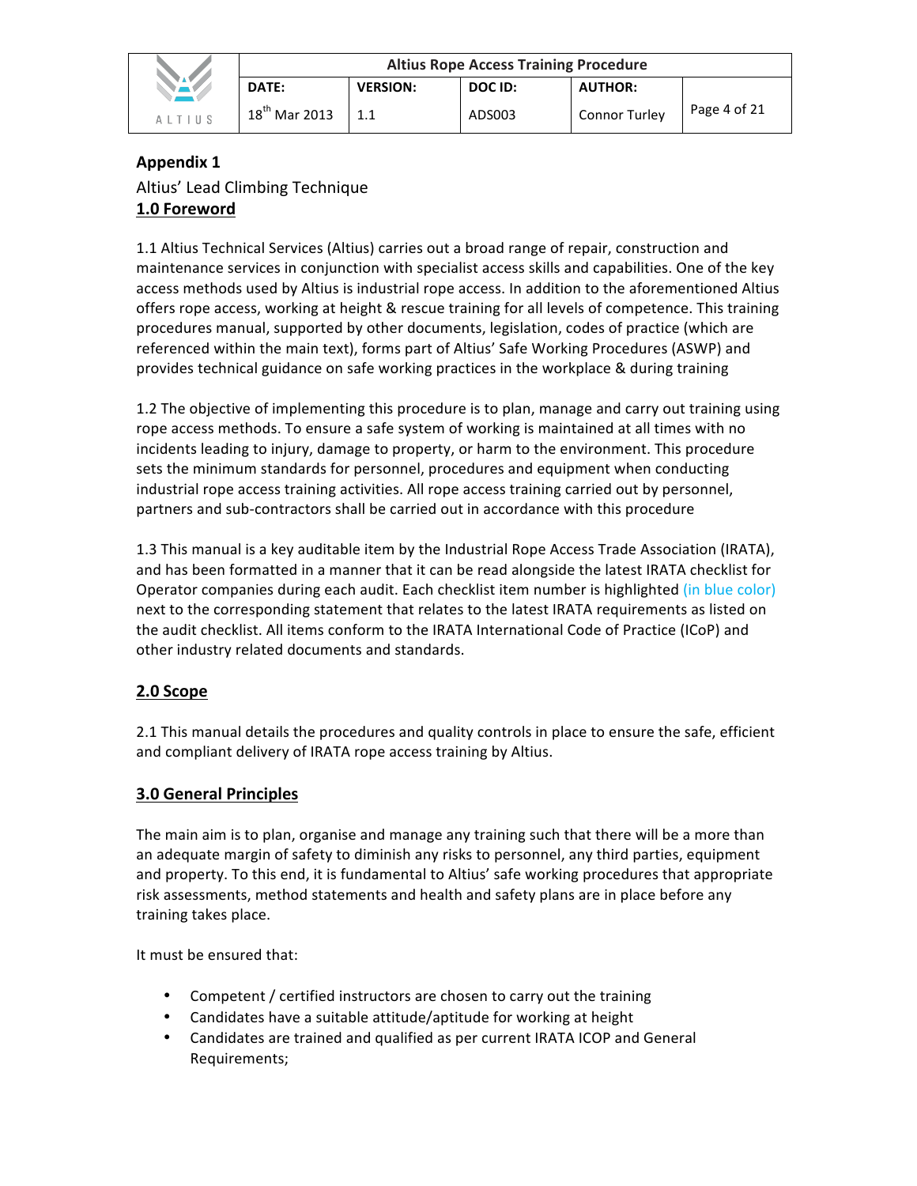## Appendix 1

Altius' Lead Climbing Technique

### 1.0 Foreword

1.1 Altius Technical Services (Altius) carries out a broad range of repair, construction and maintenance services in conjunction with specialist access skills and capabilities. One of the key access methods used by Altius is industrial rope access. In addition to the aforementioned Altius offers rope access, working at height & rescue training for all levels of competence. This training procedures manual, supported by other documents, legislation, codes of practice (which are referenced within the main text), forms part of Altius' Safe Working Procedures (ASWP) and provides technical guidance on safe working practices in the workplace & during training

1.2 The objective of implementing this procedure is to plan, manage and carry out training using rope access methods. To ensure a safe system of working is maintained at all times with no incidents leading to injury, damage to property, or harm to the environment. This procedure sets the minimum standards for personnel, procedures and equipment when conducting industrial rope access training activities. All rope access training carried out by personnel, partners and sub-contractors shall be carried out in accordance with this procedure

1.3 This manual is a key auditable item by the Industrial Rope Access Trade Association (IRATA), and has been formatted in a manner that it can be read alongside the latest IRATA checklist for Operator companies during each audit. Each checklist item number is highlighted (in blue color) next to the corresponding statement that relates to the latest IRATA requirements as listed on the audit checklist. All items conform to the IRATA International Code of Practice (ICoP) and other industry related documents and standards.

### 2.0 Scope

2.1 This manual details the procedures and quality controls in place to ensure the safe, efficient and compliant delivery of IRATA rope access training by Altius.

### 3.0 General Principles

The main aim is to plan, organise and manage any training such that there will be a more than an adequate margin of safety to diminish any risks to personnel, any third parties, equipment and property. To this end, it is fundamental to Altius' safe working procedures that appropriate risk assessments, method statements and health and safety plans are in place before any training takes place.

It must be ensured that:

- Competent / certified instructors are chosen to carry out the training
- Candidates have a suitable attitude/aptitude for working at height
- Candidates are trained and qualified as per current IRATA ICOP and General Requirements;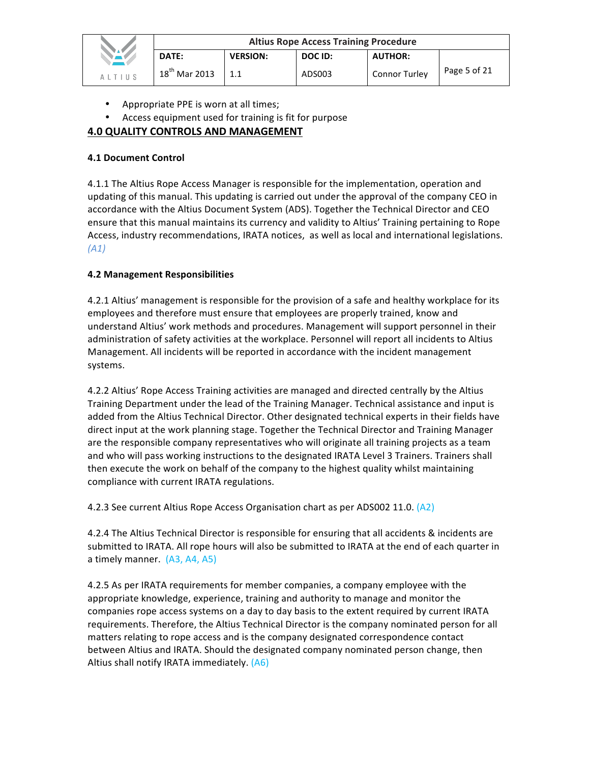- Appropriate PPE is worn at all times;
- Access equipment used for training is fit for purpose

## 4.0 QUALITY CONTROLS AND MANAGEMENT

### 4.1 Document Control

4.1.1 The Altius Rope Access Manager is responsible for the implementation, operation and updating of this manual. This updating is carried out under the approval of the company CEO in accordance with the Altius Document System (ADS). Together the Technical Director and CEO ensure that this manual maintains its currency and validity to Altius' Training pertaining to Rope Access, industry recommendations, IRATA notices, as well as local and international legislations. *(A1)*

### 4.2 Management Responsibilities

4.2.1 Altius' management is responsible for the provision of a safe and healthy workplace for its employees and therefore must ensure that employees are properly trained, know and understand Altius' work methods and procedures. Management will support personnel in their administration of safety activities at the workplace. Personnel will report all incidents to Altius Management. All incidents will be reported in accordance with the incident management systems.

4.2.2 Altius' Rope Access Training activities are managed and directed centrally by the Altius Training Department under the lead of the Training Manager. Technical assistance and input is added from the Altius Technical Director. Other designated technical experts in their fields have direct input at the work planning stage. Together the Technical Director and Training Manager are the responsible company representatives who will originate all training projects as a team and who will pass working instructions to the designated IRATA Level 3 Trainers. Trainers shall then execute the work on behalf of the company to the highest quality whilst maintaining compliance with current IRATA regulations.

4.2.3 See current Altius Rope Access Organisation chart as per ADS002 11.0. (A2)

4.2.4 The Altius Technical Director is responsible for ensuring that all accidents & incidents are submitted to IRATA. All rope hours will also be submitted to IRATA at the end of each quarter in a timely manner. (A3, A4, A5)

4.2.5 As per IRATA requirements for member companies, a company employee with the appropriate knowledge, experience, training and authority to manage and monitor the companies rope access systems on a day to day basis to the extent required by current IRATA requirements. Therefore, the Altius Technical Director is the company nominated person for all matters relating to rope access and is the company designated correspondence contact between Altius and IRATA. Should the designated company nominated person change, then Altius shall notify IRATA immediately. (A6)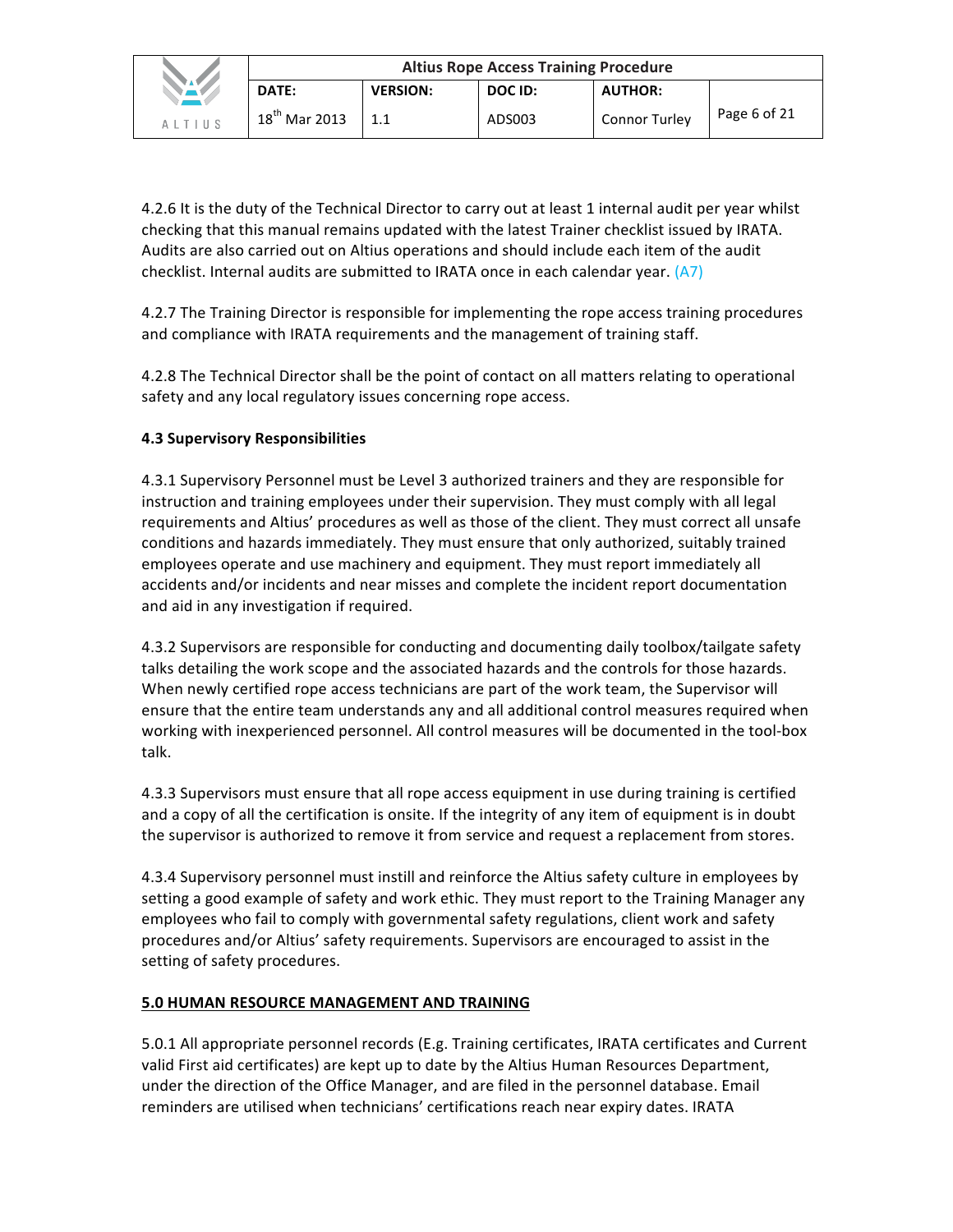4.2.6 It is the duty of the Technical Director to carry out at least 1 internal audit per year whilst checking that this manual remains updated with the latest Trainer checklist issued by IRATA. Audits are also carried out on Altius operations and should include each item of the audit checklist. Internal audits are submitted to IRATA once in each calendar year. (A7)

4.2.7 The Training Director is responsible for implementing the rope access training procedures and compliance with IRATA requirements and the management of training staff.

4.2.8 The Technical Director shall be the point of contact on all matters relating to operational safety and any local regulatory issues concerning rope access.

**4.3 Supervisory Responsibilities**

4.3.1 Supervisory Personnel must be Level 3 authorized trainers and they are responsible for instruction and training employees under their supervision. They must comply with all legal requirements and Altius' procedures as well as those of the client. They must correct all unsafe conditions and hazards immediately. They must ensure that only authorized, suitably trained employees operate and use machinery and equipment. They must report immediately all accidents and/or incidents and near misses and complete the incident report documentation and aid in any investigation if required.

4.3.2 Supervisors are responsible for conducting and documenting daily toolbox/tailgate safety talks detailing the work scope and the associated hazards and the controls for those hazards. When newly certified rope access technicians are part of the work team, the Supervisor will ensure that the entire team understands any and all additional control measures required when working with inexperienced personnel. All control measures will be documented in the tool-box talk.

4.3.3 Supervisors must ensure that all rope access equipment in use during training is certified and a copy of all the certification is onsite. If the integrity of any item of equipment is in doubt the supervisor is authorized to remove it from service and request a replacement from stores.

4.3.4 Supervisory personnel must instill and reinforce the Altius safety culture in employees by setting a good example of safety and work ethic. They must report to the Training Manager any employees who fail to comply with governmental safety regulations, client work and safety procedures and/or Altius' safety requirements. Supervisors are encouraged to assist in the setting of safety procedures.

## 5.0 HUMAN RESOURCE MANAGEMENT AND TRAINING

5.0.1 All appropriate personnel records (E.g. Training certificates, IRATA certificates and Current valid First aid certificates) are kept up to date by the Altius Human Resources Department, under the direction of the Office Manager, and are filed in the personnel database. Email reminders are utilised when technicians' certifications reach near expiry dates. IRATA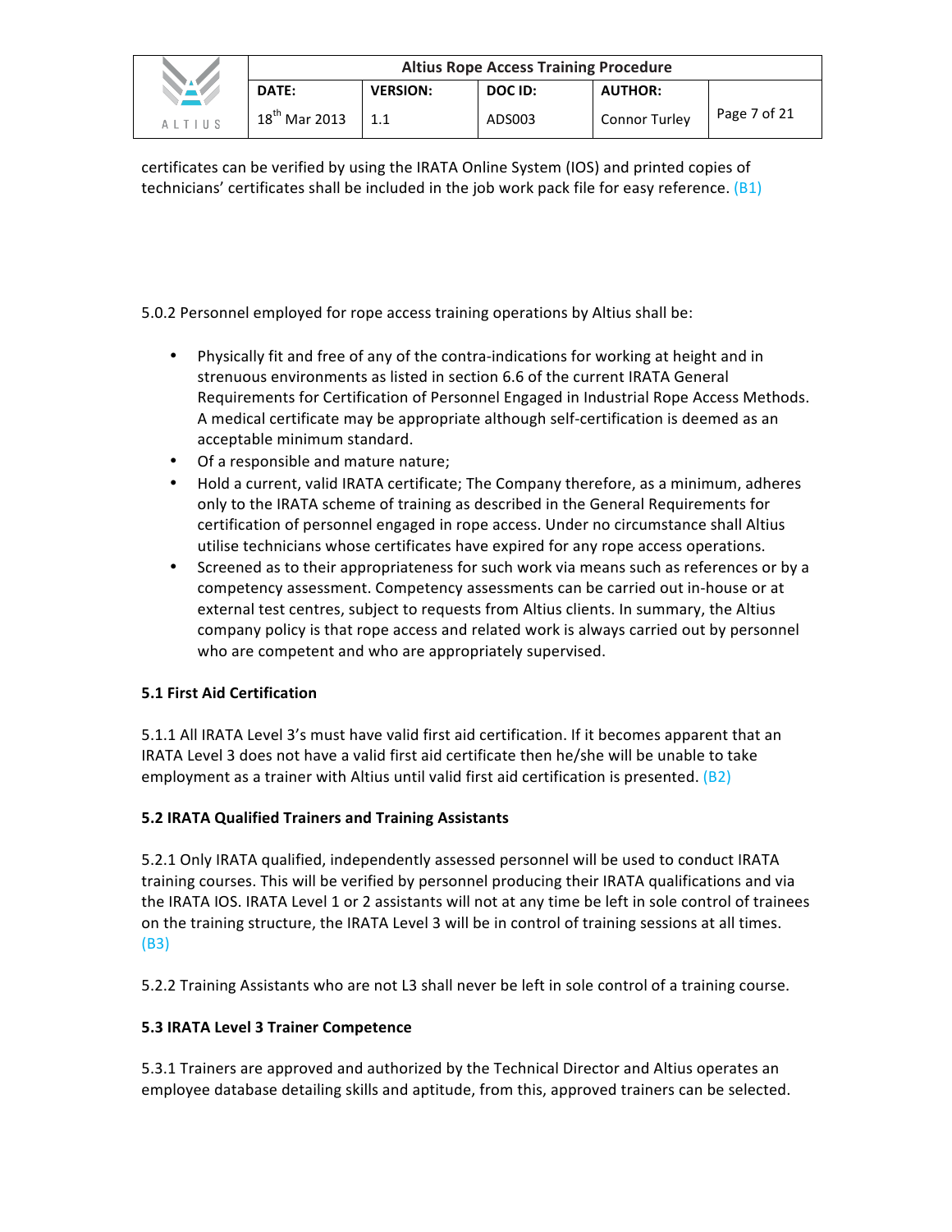certificates can be verified by using the IRATA Online System (IOS) and printed copies of technicians' certificates shall be included in the job work pack file for easy reference. (B1)

5.0.2 Personnel employed for rope access training operations by Altius shall be:

- Physically fit and free of any of the contra-indications for working at height and in strenuous environments as listed in section 6.6 of the current IRATA General Requirements for Certification of Personnel Engaged in Industrial Rope Access Methods. A medical certificate may be appropriate although self-certification is deemed as an acceptable minimum standard.
- Of a responsible and mature nature;
- Hold a current, valid IRATA certificate; The Company therefore, as a minimum, adheres only to the IRATA scheme of training as described in the General Requirements for certification of personnel engaged in rope access. Under no circumstance shall Altius utilise technicians whose certificates have expired for any rope access operations.
- Screened as to their appropriateness for such work via means such as references or by a competency assessment. Competency assessments can be carried out in-house or at external test centres, subject to requests from Altius clients. In summary, the Altius company policy is that rope access and related work is always carried out by personnel who are competent and who are appropriately supervised.

**5.1 First Aid Certification**

5.1.1 All IRATA Level 3's must have valid first aid certification. If it becomes apparent that an IRATA Level 3 does not have a valid first aid certificate then he/she will be unable to take employment as a trainer with Altius until valid first aid certification is presented. (B2)

**5.2 IRATA Qualified Trainers and Training Assistants**

5.2.1 Only IRATA qualified, independently assessed personnel will be used to conduct IRATA training courses. This will be verified by personnel producing their IRATA qualifications and via the IRATA IOS. IRATA Level 1 or 2 assistants will not at any time be left in sole control of trainees on the training structure, the IRATA Level 3 will be in control of training sessions at all times. (B3)

5.2.2 Training Assistants who are not L3 shall never be left in sole control of a training course.

**5.3 IRATA Level 3 Trainer Competence**

5.3.1 Trainers are approved and authorized by the Technical Director and Altius operates an employee database detailing skills and aptitude, from this, approved trainers can be selected.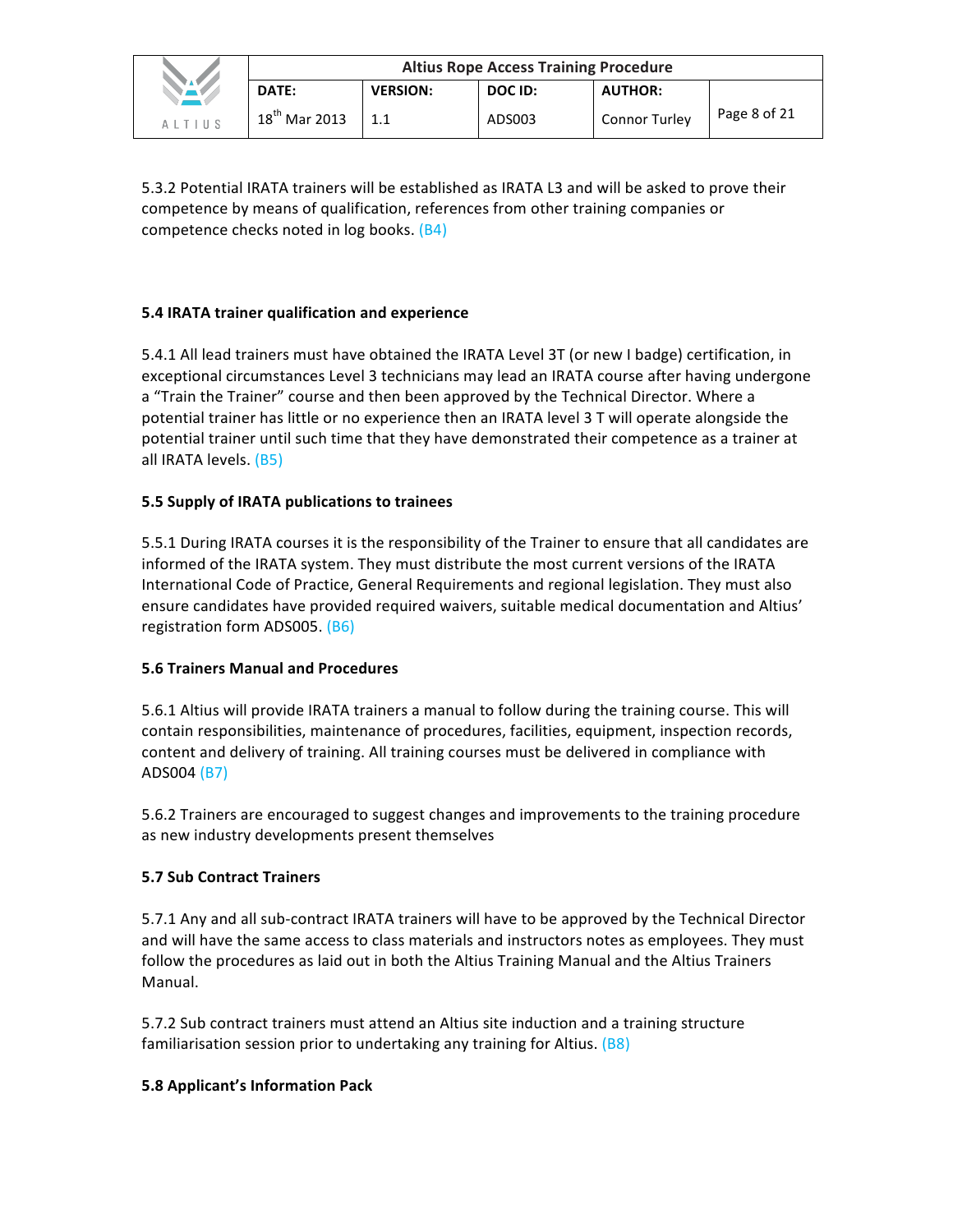5.3.2 Potential IRATA trainers will be established as IRATA L3 and will be asked to prove their competence by means of qualification, references from other training companies or competence checks noted in log books. (B4)

**5.4 IRATA trainer qualification and experience**

5.4.1 All lead trainers must have obtained the IRATA Level 3T (or new I badge) certification, in exceptional circumstances Level 3 technicians may lead an IRATA course after having undergone a "Train the Trainer" course and then been approved by the Technical Director. Where a potential trainer has little or no experience then an IRATA level 3 T will operate alongside the potential trainer until such time that they have demonstrated their competence as a trainer at all IRATA levels. (B5)

**5.5 Supply of IRATA publications to trainees**

5.5.1 During IRATA courses it is the responsibility of the Trainer to ensure that all candidates are informed of the IRATA system. They must distribute the most current versions of the IRATA International Code of Practice, General Requirements and regional legislation. They must also ensure candidates have provided required waivers, suitable medical documentation and Altius' registration form ADS005. (B6)

**5.6 Trainers Manual and Procedures**

5.6.1 Altius will provide IRATA trainers a manual to follow during the training course. This will contain responsibilities, maintenance of procedures, facilities, equipment, inspection records, content and delivery of training. All training courses must be delivered in compliance with ADS004 (B7)

5.6.2 Trainers are encouraged to suggest changes and improvements to the training procedure as new industry developments present themselves

**5.7 Sub Contract Trainers**

5.7.1 Any and all sub-contract IRATA trainers will have to be approved by the Technical Director and will have the same access to class materials and instructors notes as employees. They must follow the procedures as laid out in both the Altius Training Manual and the Altius Trainers Manual.

5.7.2 Sub contract trainers must attend an Altius site induction and a training structure familiarisation session prior to undertaking any training for Altius. (B8)

**5.8 Applicant's Information Pack**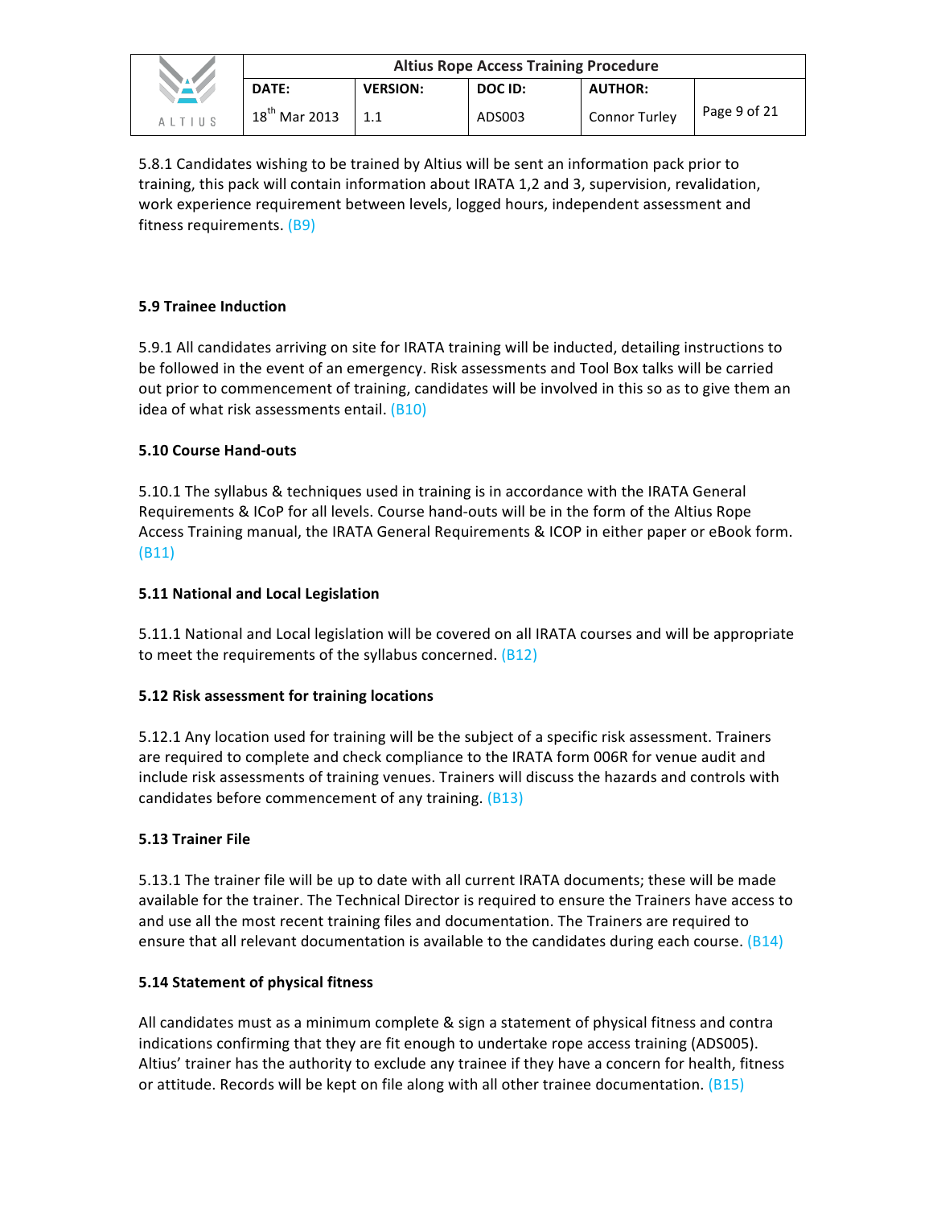5.8.1 Candidates wishing to be trained by Altius will be sent an information pack prior to training, this pack will contain information about IRATA 1,2 and 3, supervision, revalidation, work experience requirement between levels, logged hours, independent assessment and fitness requirements. (B9)

**5.9 Trainee Induction**

5.9.1 All candidates arriving on site for IRATA training will be inducted, detailing instructions to be followed in the event of an emergency. Risk assessments and Tool Box talks will be carried out prior to commencement of training, candidates will be involved in this so as to give them an idea of what risk assessments entail. (B10)

**5.10 Course Hand-outs**

5.10.1 The syllabus & techniques used in training is in accordance with the IRATA General Requirements & ICoP for all levels. Course hand-outs will be in the form of the Altius Rope Access Training manual, the IRATA General Requirements & ICOP in either paper or eBook form. (B11)

**5.11 National and Local Legislation**

5.11.1 National and Local legislation will be covered on all IRATA courses and will be appropriate to meet the requirements of the syllabus concerned. (B12)

**5.12 Risk assessment for training locations**

5.12.1 Any location used for training will be the subject of a specific risk assessment. Trainers are required to complete and check compliance to the IRATA form 006R for venue audit and include risk assessments of training venues. Trainers will discuss the hazards and controls with candidates before commencement of any training. (B13)

**5.13 Trainer File**

5.13.1 The trainer file will be up to date with all current IRATA documents; these will be made available for the trainer. The Technical Director is required to ensure the Trainers have access to and use all the most recent training files and documentation. The Trainers are required to ensure that all relevant documentation is available to the candidates during each course. (B14)

**5.14 Statement of physical fitness**

All candidates must as a minimum complete & sign a statement of physical fitness and contra indications confirming that they are fit enough to undertake rope access training (ADS005). Altius' trainer has the authority to exclude any trainee if they have a concern for health, fitness or attitude. Records will be kept on file along with all other trainee documentation. (B15)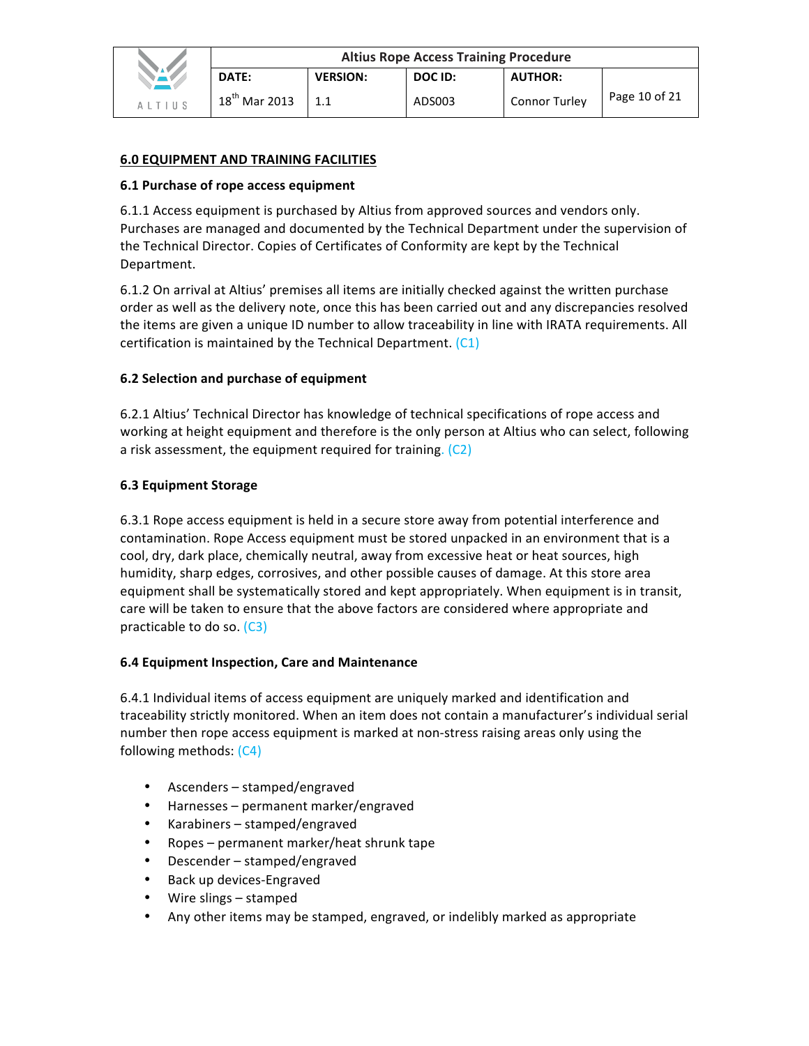## 6.0 EQUIPMENT AND TRAINING FACILITIES

### 6.1 Purchase of rope access equipment

6.1.1 Access equipment is purchased by Altius from approved sources and vendors only. Purchases are managed and documented by the Technical Department under the supervision of the Technical Director. Copies of Certificates of Conformity are kept by the Technical Department.

6.1.2 On arrival at Altius' premises all items are initially checked against the written purchase order as well as the delivery note, once this has been carried out and any discrepancies resolved the items are given a unique ID number to allow traceability in line with IRATA requirements. All certification is maintained by the Technical Department. (C1)

### 6.2 Selection and purchase of equipment

6.2.1 Altius' Technical Director has knowledge of technical specifications of rope access and working at height equipment and therefore is the only person at Altius who can select, following a risk assessment, the equipment required for training. (C2)

### 6.3 Equipment Storage

6.3.1 Rope access equipment is held in a secure store away from potential interference and contamination. Rope Access equipment must be stored unpacked in an environment that is a cool, dry, dark place, chemically neutral, away from excessive heat or heat sources, high humidity, sharp edges, corrosives, and other possible causes of damage. At this store area equipment shall be systematically stored and kept appropriately. When equipment is in transit, care will be taken to ensure that the above factors are considered where appropriate and practicable to do so. (C3)

### 6.4 Equipment Inspection, Care and Maintenance

6.4.1 Individual items of access equipment are uniquely marked and identification and traceability strictly monitored. When an item does not contain a manufacturer's individual serial number then rope access equipment is marked at non-stress raising areas only using the following methods: (C4)

- Ascenders – stamped/engraved
- Harnesses – permanent marker/engraved
- Karabiners – stamped/engraved
- Ropes – permanent marker/heat shrunk tape
- Descender – stamped/engraved
- Back up devices-Engraved
- Wire slings – stamped
- Any other items may be stamped, engraved, or indelibly marked as appropriate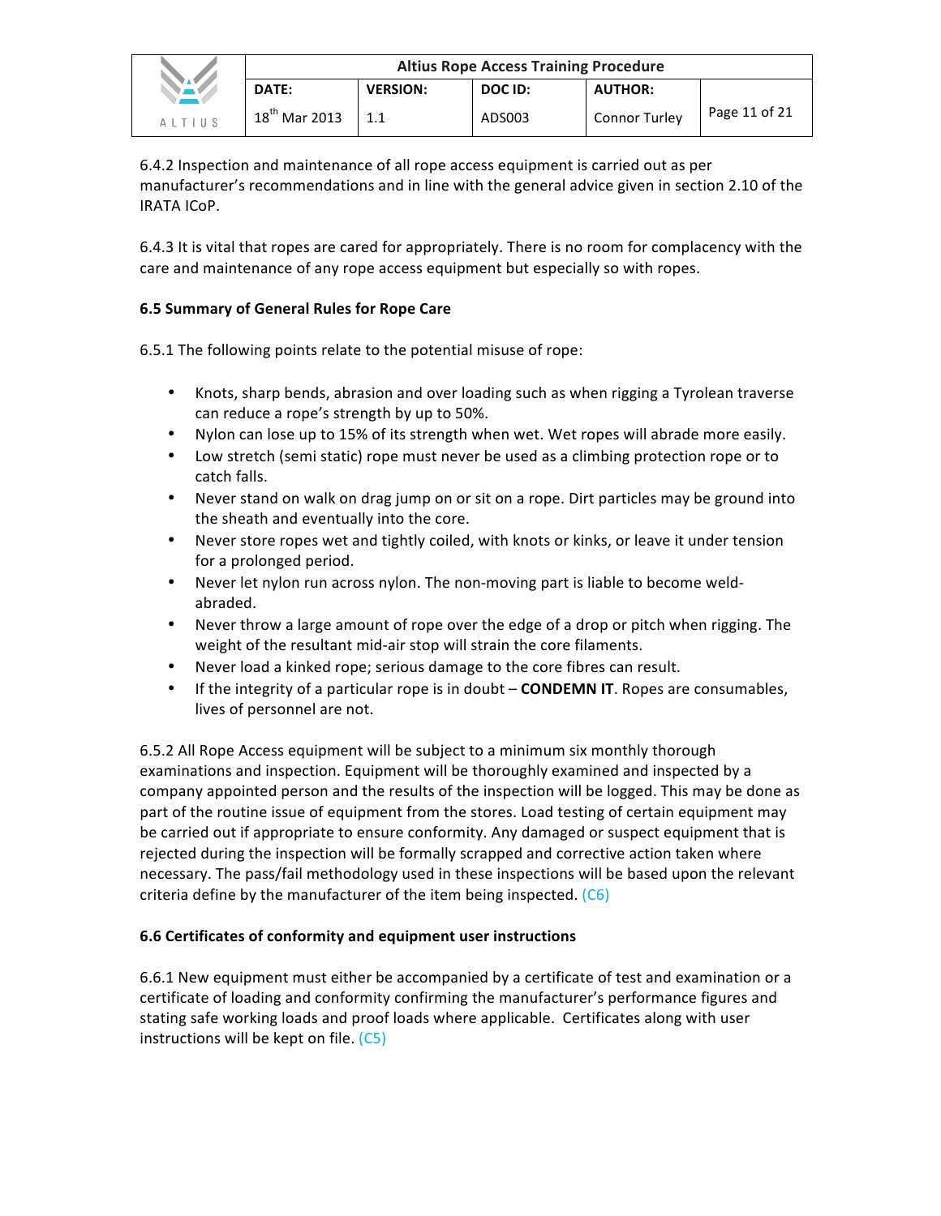6.4.2 Inspection and maintenance of all rope access equipment is carried out as per manufacturer's recommendations and in line with the general advice given in section 2.10 of the IRATA ICoP.

6.4.3 It is vital that ropes are cared for appropriately. There is no room for complacency with the care and maintenance of any rope access equipment but especially so with ropes.

**6.5 Summary of General Rules for Rope Care**

6.5.1 The following points relate to the potential misuse of rope:

- Knots, sharp bends, abrasion and over loading such as when rigging a Tyrolean traverse can reduce a rope's strength by up to 50%.
- Nylon can lose up to 15% of its strength when wet. Wet ropes will abrade more easily.
- Low stretch (semi static) rope must never be used as a climbing protection rope or to catch falls.
- Never stand on walk on drag jump on or sit on a rope. Dirt particles may be ground into the sheath and eventually into the core.
- Never store ropes wet and tightly coiled, with knots or kinks, or leave it under tension for a prolonged period.
- Never let nylon run across nylon. The non-moving part is liable to become weld-abraded.
- Never throw a large amount of rope over the edge of a drop or pitch when rigging. The weight of the resultant mid-air stop will strain the core filaments.
- Never load a kinked rope; serious damage to the core fibres can result.
- If the integrity of a particular rope is in doubt – **CONDEMN IT**. Ropes are consumables, lives of personnel are not.

6.5.2 All Rope Access equipment will be subject to a minimum six monthly thorough examinations and inspection. Equipment will be thoroughly examined and inspected by a company appointed person and the results of the inspection will be logged. This may be done as part of the routine issue of equipment from the stores. Load testing of certain equipment may be carried out if appropriate to ensure conformity. Any damaged or suspect equipment that is rejected during the inspection will be formally scrapped and corrective action taken where necessary. The pass/fail methodology used in these inspections will be based upon the relevant criteria define by the manufacturer of the item being inspected. (C6)

**6.6 Certificates of conformity and equipment user instructions**

6.6.1 New equipment must either be accompanied by a certificate of test and examination or a certificate of loading and conformity confirming the manufacturer's performance figures and stating safe working loads and proof loads where applicable. Certificates along with user instructions will be kept on file. (C5)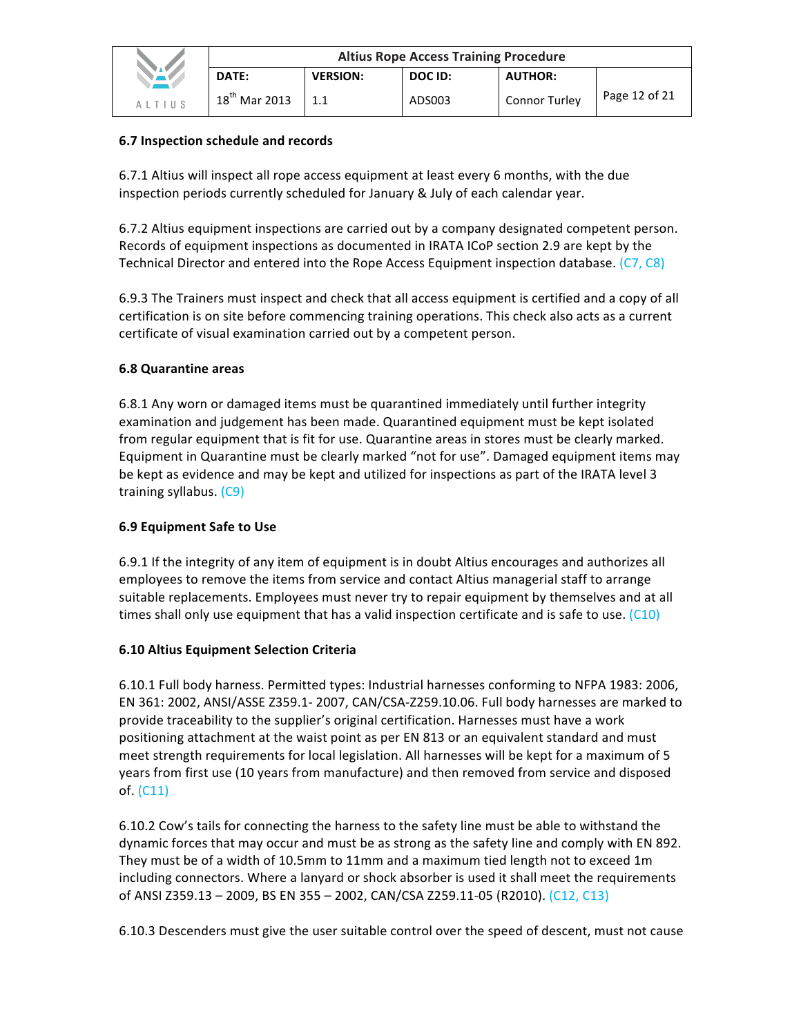### 6.7 Inspection schedule and records

6.7.1 Altius will inspect all rope access equipment at least every 6 months, with the due inspection periods currently scheduled for January & July of each calendar year.

6.7.2 Altius equipment inspections are carried out by a company designated competent person. Records of equipment inspections as documented in IRATA ICoP section 2.9 are kept by the Technical Director and entered into the Rope Access Equipment inspection database. (C7, C8)

6.9.3 The Trainers must inspect and check that all access equipment is certified and a copy of all certification is on site before commencing training operations. This check also acts as a current certificate of visual examination carried out by a competent person.

### 6.8 Quarantine areas

6.8.1 Any worn or damaged items must be quarantined immediately until further integrity examination and judgement has been made. Quarantined equipment must be kept isolated from regular equipment that is fit for use. Quarantine areas in stores must be clearly marked. Equipment in Quarantine must be clearly marked "not for use". Damaged equipment items may be kept as evidence and may be kept and utilized for inspections as part of the IRATA level 3 training syllabus. (C9)

### 6.9 Equipment Safe to Use

6.9.1 If the integrity of any item of equipment is in doubt Altius encourages and authorizes all employees to remove the items from service and contact Altius managerial staff to arrange suitable replacements. Employees must never try to repair equipment by themselves and at all times shall only use equipment that has a valid inspection certificate and is safe to use. (C10)

### 6.10 Altius Equipment Selection Criteria

6.10.1 Full body harness. Permitted types: Industrial harnesses conforming to NFPA 1983: 2006, EN 361: 2002, ANSI/ASSE Z359.1- 2007, CAN/CSA-Z259.10.06. Full body harnesses are marked to provide traceability to the supplier's original certification. Harnesses must have a work positioning attachment at the waist point as per EN 813 or an equivalent standard and must meet strength requirements for local legislation. All harnesses will be kept for a maximum of 5 years from first use (10 years from manufacture) and then removed from service and disposed of. (C11)

6.10.2 Cow's tails for connecting the harness to the safety line must be able to withstand the dynamic forces that may occur and must be as strong as the safety line and comply with EN 892. They must be of a width of 10.5mm to 11mm and a maximum tied length not to exceed 1m including connectors. Where a lanyard or shock absorber is used it shall meet the requirements of ANSI Z359.13 – 2009, BS EN 355 – 2002, CAN/CSA Z259.11-05 (R2010). (C12, C13)

6.10.3 Descenders must give the user suitable control over the speed of descent, must not cause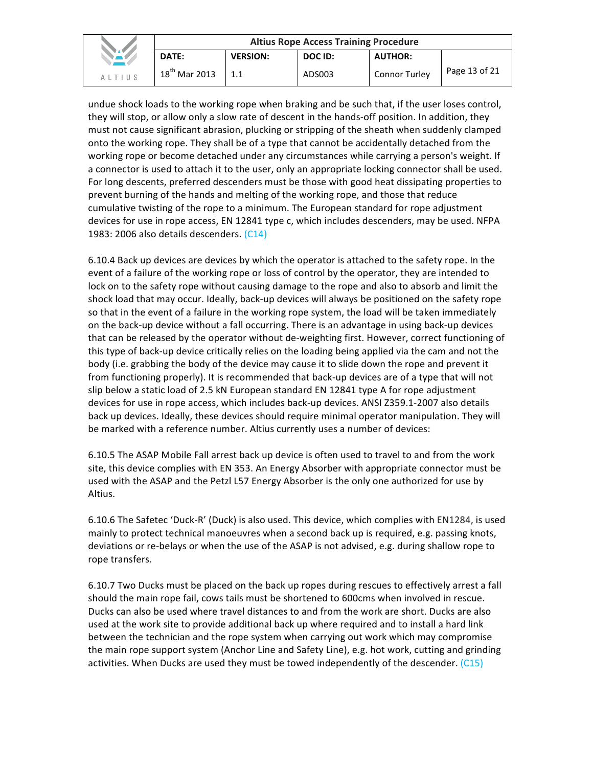undue shock loads to the working rope when braking and be such that, if the user loses control, they will stop, or allow only a slow rate of descent in the hands-off position. In addition, they must not cause significant abrasion, plucking or stripping of the sheath when suddenly clamped onto the working rope. They shall be of a type that cannot be accidentally detached from the working rope or become detached under any circumstances while carrying a person's weight. If a connector is used to attach it to the user, only an appropriate locking connector shall be used. For long descents, preferred descenders must be those with good heat dissipating properties to prevent burning of the hands and melting of the working rope, and those that reduce cumulative twisting of the rope to a minimum. The European standard for rope adjustment devices for use in rope access, EN 12841 type c, which includes descenders, may be used. NFPA 1983: 2006 also details descenders. (C14)

6.10.4 Back up devices are devices by which the operator is attached to the safety rope. In the event of a failure of the working rope or loss of control by the operator, they are intended to lock on to the safety rope without causing damage to the rope and also to absorb and limit the shock load that may occur. Ideally, back-up devices will always be positioned on the safety rope so that in the event of a failure in the working rope system, the load will be taken immediately on the back-up device without a fall occurring. There is an advantage in using back-up devices that can be released by the operator without de-weighting first. However, correct functioning of this type of back-up device critically relies on the loading being applied via the cam and not the body (i.e. grabbing the body of the device may cause it to slide down the rope and prevent it from functioning properly). It is recommended that back-up devices are of a type that will not slip below a static load of 2.5 kN European standard EN 12841 type A for rope adjustment devices for use in rope access, which includes back-up devices. ANSI Z359.1-2007 also details back up devices. Ideally, these devices should require minimal operator manipulation. They will be marked with a reference number. Altius currently uses a number of devices:

6.10.5 The ASAP Mobile Fall arrest back up device is often used to travel to and from the work site, this device complies with EN 353. An Energy Absorber with appropriate connector must be used with the ASAP and the Petzl L57 Energy Absorber is the only one authorized for use by Altius.

6.10.6 The Safetec 'Duck-R' (Duck) is also used. This device, which complies with EN1284, is used mainly to protect technical manoeuvres when a second back up is required, e.g. passing knots, deviations or re-belays or when the use of the ASAP is not advised, e.g. during shallow rope to rope transfers.

6.10.7 Two Ducks must be placed on the back up ropes during rescues to effectively arrest a fall should the main rope fail, cows tails must be shortened to 600cms when involved in rescue. Ducks can also be used where travel distances to and from the work are short. Ducks are also used at the work site to provide additional back up where required and to install a hard link between the technician and the rope system when carrying out work which may compromise the main rope support system (Anchor Line and Safety Line), e.g. hot work, cutting and grinding activities. When Ducks are used they must be towed independently of the descender. (C15)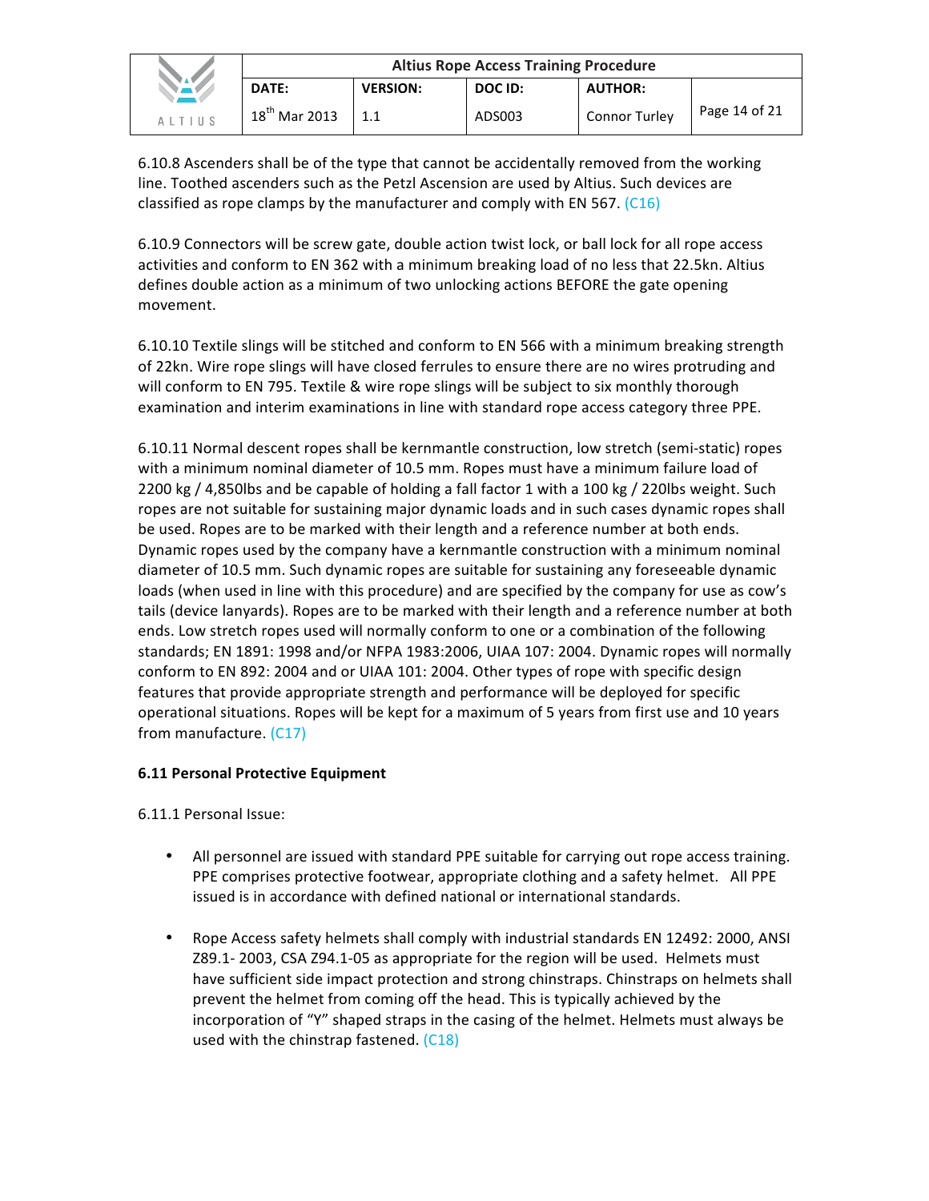6.10.8 Ascenders shall be of the type that cannot be accidentally removed from the working line. Toothed ascenders such as the Petzl Ascension are used by Altius. Such devices are classified as rope clamps by the manufacturer and comply with EN 567. (C16)

6.10.9 Connectors will be screw gate, double action twist lock, or ball lock for all rope access activities and conform to EN 362 with a minimum breaking load of no less that 22.5kn. Altius defines double action as a minimum of two unlocking actions BEFORE the gate opening movement.

6.10.10 Textile slings will be stitched and conform to EN 566 with a minimum breaking strength of 22kn. Wire rope slings will have closed ferrules to ensure there are no wires protruding and will conform to EN 795. Textile & wire rope slings will be subject to six monthly thorough examination and interim examinations in line with standard rope access category three PPE.

6.10.11 Normal descent ropes shall be kernmantle construction, low stretch (semi-static) ropes with a minimum nominal diameter of 10.5 mm. Ropes must have a minimum failure load of 2200 kg / 4,850lbs and be capable of holding a fall factor 1 with a 100 kg / 220lbs weight. Such ropes are not suitable for sustaining major dynamic loads and in such cases dynamic ropes shall be used. Ropes are to be marked with their length and a reference number at both ends. Dynamic ropes used by the company have a kernmantle construction with a minimum nominal diameter of 10.5 mm. Such dynamic ropes are suitable for sustaining any foreseeable dynamic loads (when used in line with this procedure) and are specified by the company for use as cow's tails (device lanyards). Ropes are to be marked with their length and a reference number at both ends. Low stretch ropes used will normally conform to one or a combination of the following standards; EN 1891: 1998 and/or NFPA 1983:2006, UIAA 107: 2004. Dynamic ropes will normally conform to EN 892: 2004 and or UIAA 101: 2004. Other types of rope with specific design features that provide appropriate strength and performance will be deployed for specific operational situations. Ropes will be kept for a maximum of 5 years from first use and 10 years from manufacture. (C17)

**6.11 Personal Protective Equipment**

6.11.1 Personal Issue:

- All personnel are issued with standard PPE suitable for carrying out rope access training. PPE comprises protective footwear, appropriate clothing and a safety helmet. All PPE issued is in accordance with defined national or international standards.

- Rope Access safety helmets shall comply with industrial standards EN 12492: 2000, ANSI Z89.1- 2003, CSA Z94.1-05 as appropriate for the region will be used. Helmets must have sufficient side impact protection and strong chinstraps. Chinstraps on helmets shall prevent the helmet from coming off the head. This is typically achieved by the incorporation of "Y" shaped straps in the casing of the helmet. Helmets must always be used with the chinstrap fastened. (C18)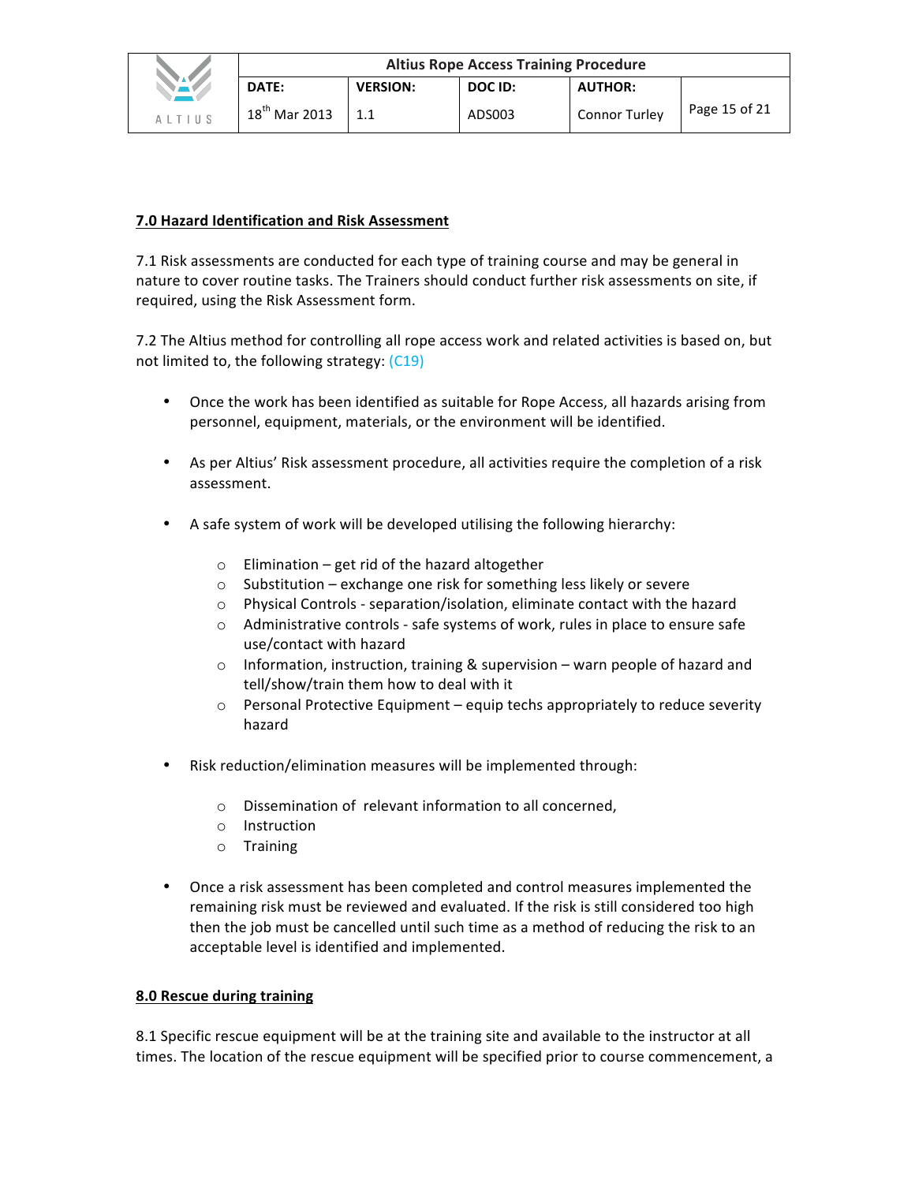**7.0 Hazard Identification and Risk Assessment**

7.1 Risk assessments are conducted for each type of training course and may be general in nature to cover routine tasks. The Trainers should conduct further risk assessments on site, if required, using the Risk Assessment form.

7.2 The Altius method for controlling all rope access work and related activities is based on, but not limited to, the following strategy: (C19)

- Once the work has been identified as suitable for Rope Access, all hazards arising from personnel, equipment, materials, or the environment will be identified.

- As per Altius' Risk assessment procedure, all activities require the completion of a risk assessment.

- A safe system of work will be developed utilising the following hierarchy:

    - Elimination – get rid of the hazard altogether
    - Substitution – exchange one risk for something less likely or severe
    - Physical Controls - separation/isolation, eliminate contact with the hazard
    - Administrative controls - safe systems of work, rules in place to ensure safe use/contact with hazard
    - Information, instruction, training & supervision – warn people of hazard and tell/show/train them how to deal with it
    - Personal Protective Equipment – equip techs appropriately to reduce severity hazard

- Risk reduction/elimination measures will be implemented through:

    - Dissemination of relevant information to all concerned,
    - Instruction
    - Training

- Once a risk assessment has been completed and control measures implemented the remaining risk must be reviewed and evaluated. If the risk is still considered too high then the job must be cancelled until such time as a method of reducing the risk to an acceptable level is identified and implemented.

**8.0 Rescue during training**

8.1 Specific rescue equipment will be at the training site and available to the instructor at all times. The location of the rescue equipment will be specified prior to course commencement, a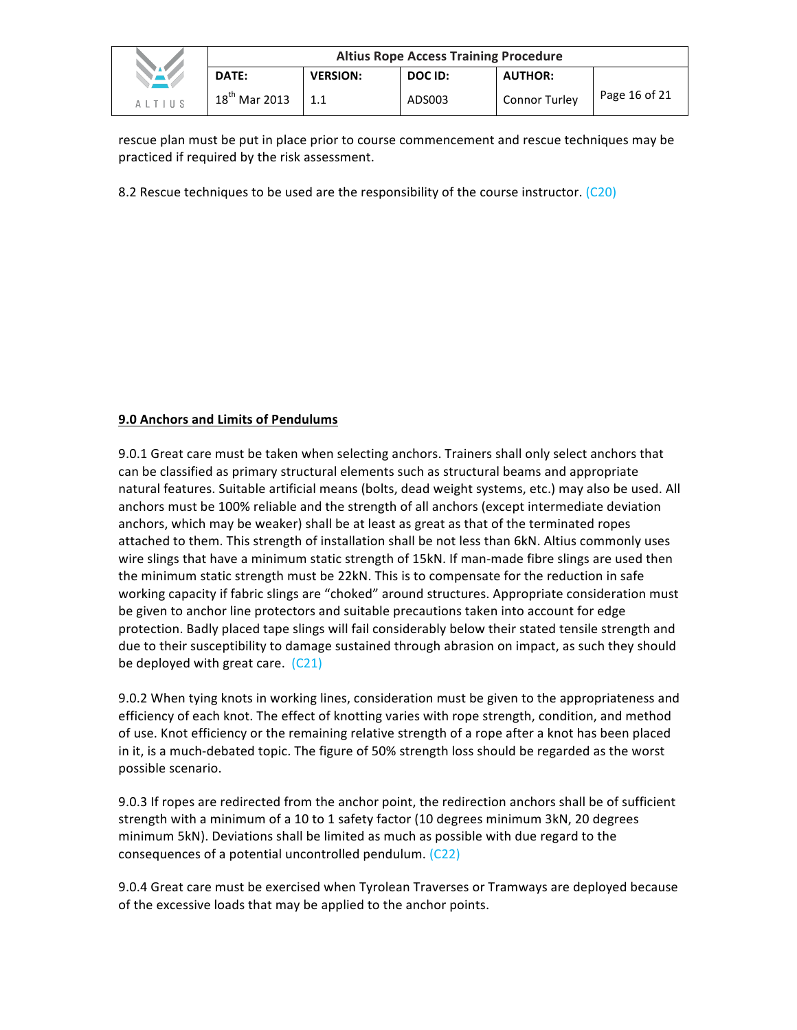rescue plan must be put in place prior to course commencement and rescue techniques may be practiced if required by the risk assessment.

8.2 Rescue techniques to be used are the responsibility of the course instructor. (C20)

**9.0 Anchors and Limits of Pendulums**

9.0.1 Great care must be taken when selecting anchors. Trainers shall only select anchors that can be classified as primary structural elements such as structural beams and appropriate natural features. Suitable artificial means (bolts, dead weight systems, etc.) may also be used. All anchors must be 100% reliable and the strength of all anchors (except intermediate deviation anchors, which may be weaker) shall be at least as great as that of the terminated ropes attached to them. This strength of installation shall be not less than 6kN. Altius commonly uses wire slings that have a minimum static strength of 15kN. If man-made fibre slings are used then the minimum static strength must be 22kN. This is to compensate for the reduction in safe working capacity if fabric slings are "choked" around structures. Appropriate consideration must be given to anchor line protectors and suitable precautions taken into account for edge protection. Badly placed tape slings will fail considerably below their stated tensile strength and due to their susceptibility to damage sustained through abrasion on impact, as such they should be deployed with great care. (C21)

9.0.2 When tying knots in working lines, consideration must be given to the appropriateness and efficiency of each knot. The effect of knotting varies with rope strength, condition, and method of use. Knot efficiency or the remaining relative strength of a rope after a knot has been placed in it, is a much-debated topic. The figure of 50% strength loss should be regarded as the worst possible scenario.

9.0.3 If ropes are redirected from the anchor point, the redirection anchors shall be of sufficient strength with a minimum of a 10 to 1 safety factor (10 degrees minimum 3kN, 20 degrees minimum 5kN). Deviations shall be limited as much as possible with due regard to the consequences of a potential uncontrolled pendulum. (C22)

9.0.4 Great care must be exercised when Tyrolean Traverses or Tramways are deployed because of the excessive loads that may be applied to the anchor points.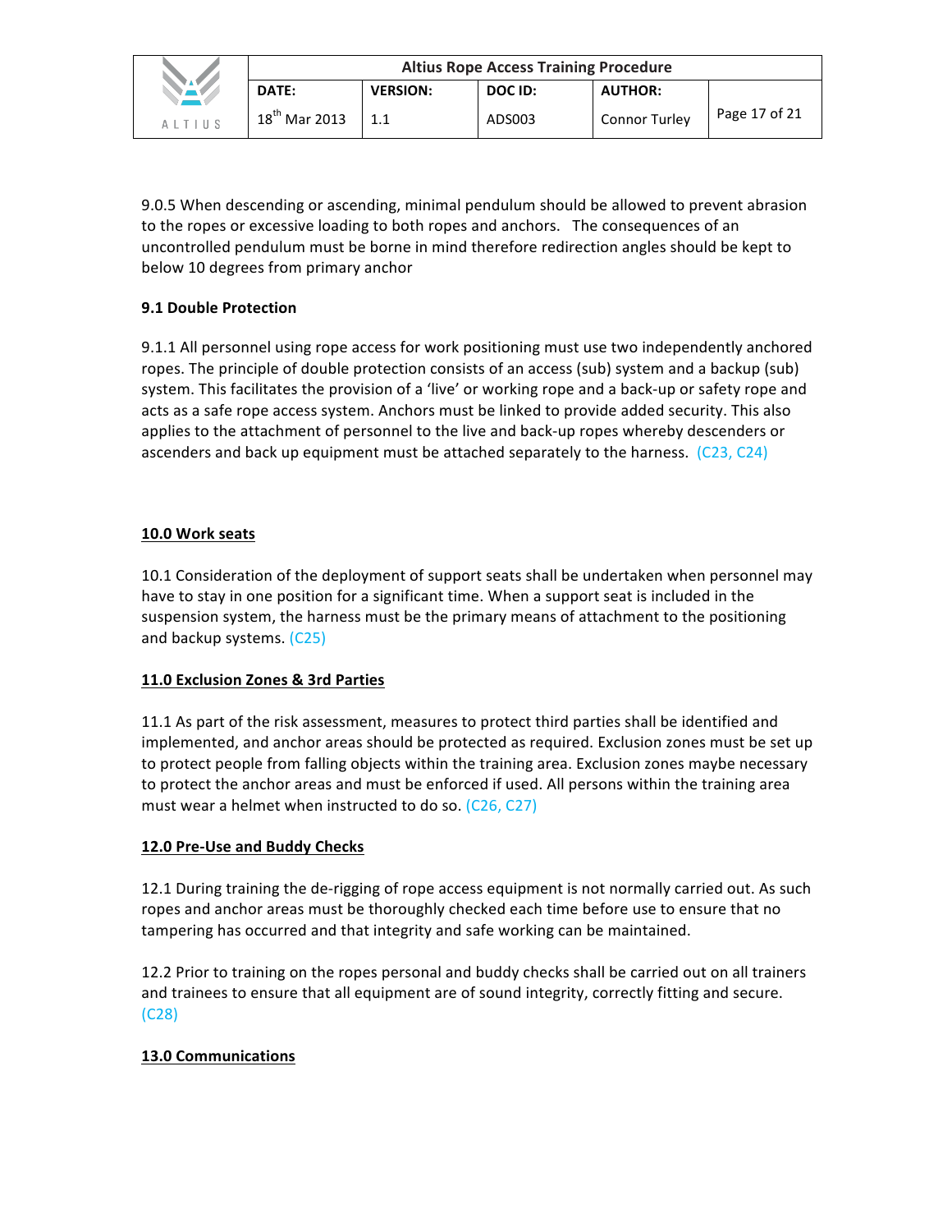9.0.5 When descending or ascending, minimal pendulum should be allowed to prevent abrasion to the ropes or excessive loading to both ropes and anchors. The consequences of an uncontrolled pendulum must be borne in mind therefore redirection angles should be kept to below 10 degrees from primary anchor

**9.1 Double Protection**

9.1.1 All personnel using rope access for work positioning must use two independently anchored ropes. The principle of double protection consists of an access (sub) system and a backup (sub) system. This facilitates the provision of a 'live' or working rope and a back-up or safety rope and acts as a safe rope access system. Anchors must be linked to provide added security. This also applies to the attachment of personnel to the live and back-up ropes whereby descenders or ascenders and back up equipment must be attached separately to the harness. (C23, C24)

## 10.0 Work seats

10.1 Consideration of the deployment of support seats shall be undertaken when personnel may have to stay in one position for a significant time. When a support seat is included in the suspension system, the harness must be the primary means of attachment to the positioning and backup systems. (C25)

## 11.0 Exclusion Zones & 3rd Parties

11.1 As part of the risk assessment, measures to protect third parties shall be identified and implemented, and anchor areas should be protected as required. Exclusion zones must be set up to protect people from falling objects within the training area. Exclusion zones maybe necessary to protect the anchor areas and must be enforced if used. All persons within the training area must wear a helmet when instructed to do so. (C26, C27)

## 12.0 Pre-Use and Buddy Checks

12.1 During training the de-rigging of rope access equipment is not normally carried out. As such ropes and anchor areas must be thoroughly checked each time before use to ensure that no tampering has occurred and that integrity and safe working can be maintained.

12.2 Prior to training on the ropes personal and buddy checks shall be carried out on all trainers and trainees to ensure that all equipment are of sound integrity, correctly fitting and secure. (C28)

## 13.0 Communications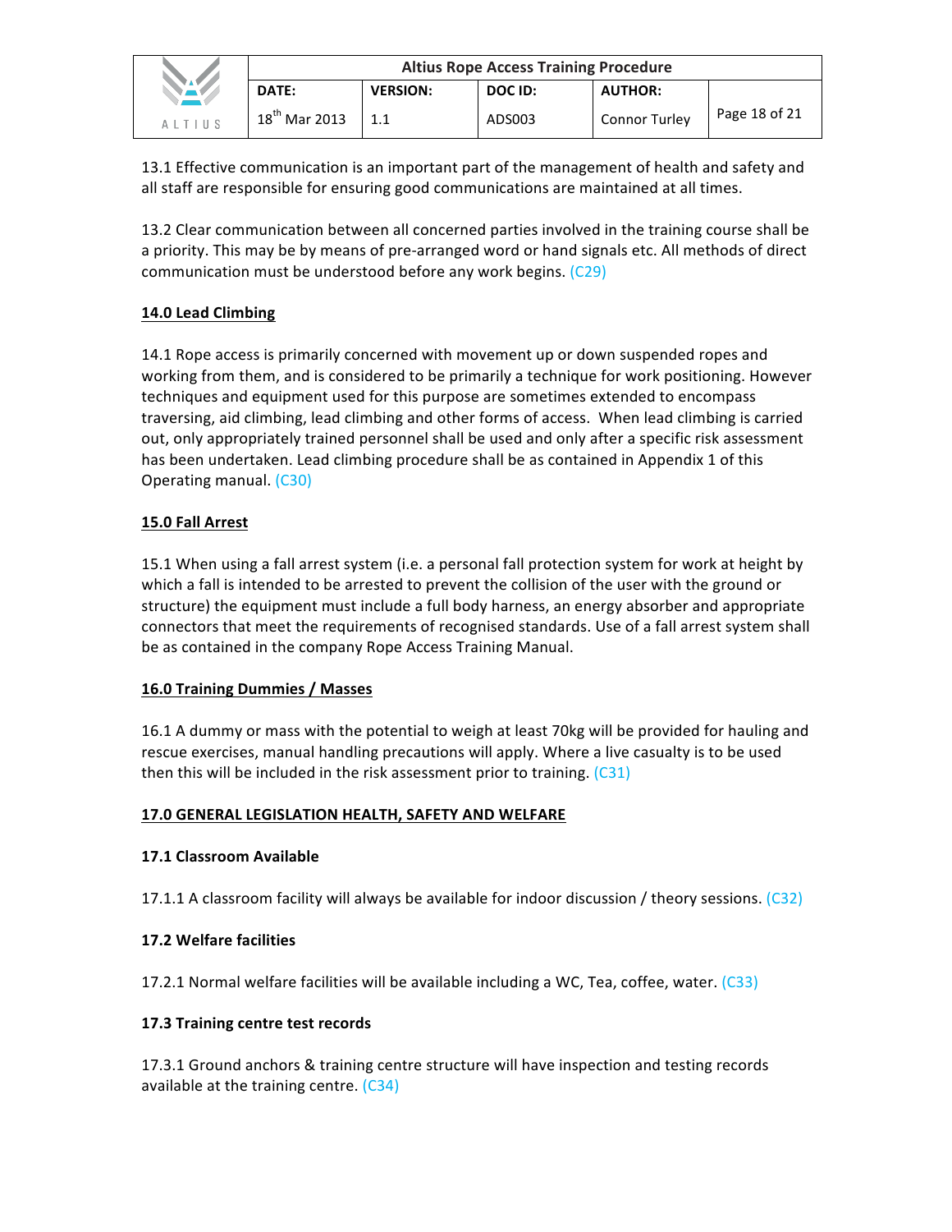13.1 Effective communication is an important part of the management of health and safety and all staff are responsible for ensuring good communications are maintained at all times.

13.2 Clear communication between all concerned parties involved in the training course shall be a priority. This may be by means of pre-arranged word or hand signals etc. All methods of direct communication must be understood before any work begins. (C29)

## 14.0 Lead Climbing

14.1 Rope access is primarily concerned with movement up or down suspended ropes and working from them, and is considered to be primarily a technique for work positioning. However techniques and equipment used for this purpose are sometimes extended to encompass traversing, aid climbing, lead climbing and other forms of access. When lead climbing is carried out, only appropriately trained personnel shall be used and only after a specific risk assessment has been undertaken. Lead climbing procedure shall be as contained in Appendix 1 of this Operating manual. (C30)

## 15.0 Fall Arrest

15.1 When using a fall arrest system (i.e. a personal fall protection system for work at height by which a fall is intended to be arrested to prevent the collision of the user with the ground or structure) the equipment must include a full body harness, an energy absorber and appropriate connectors that meet the requirements of recognised standards. Use of a fall arrest system shall be as contained in the company Rope Access Training Manual.

## 16.0 Training Dummies / Masses

16.1 A dummy or mass with the potential to weigh at least 70kg will be provided for hauling and rescue exercises, manual handling precautions will apply. Where a live casualty is to be used then this will be included in the risk assessment prior to training. (C31)

## 17.0 GENERAL LEGISLATION HEALTH, SAFETY AND WELFARE

### 17.1 Classroom Available

17.1.1 A classroom facility will always be available for indoor discussion / theory sessions. (C32)

### 17.2 Welfare facilities

17.2.1 Normal welfare facilities will be available including a WC, Tea, coffee, water. (C33)

### 17.3 Training centre test records

17.3.1 Ground anchors & training centre structure will have inspection and testing records available at the training centre. (C34)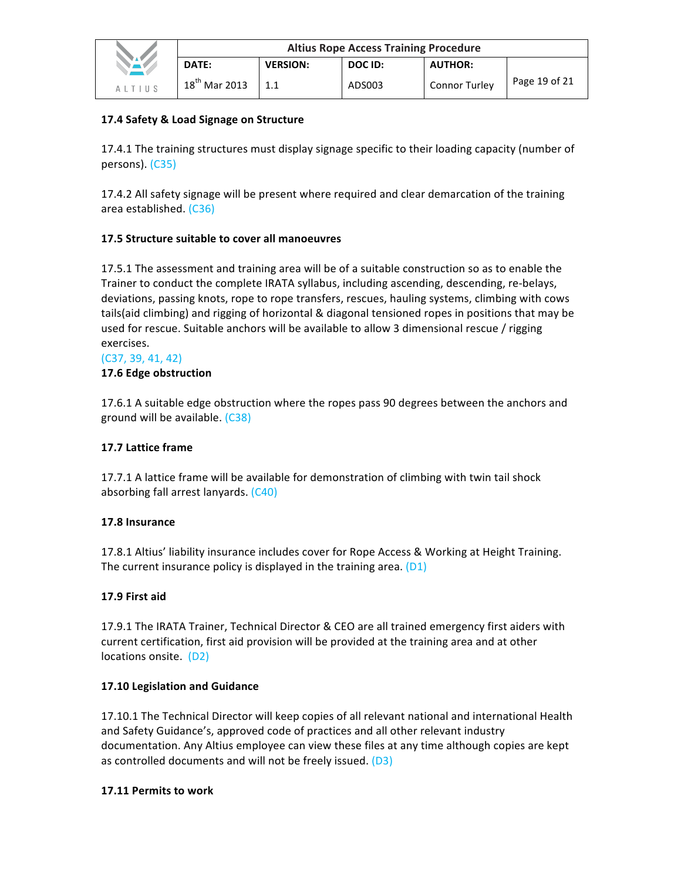**17.4 Safety & Load Signage on Structure**

17.4.1 The training structures must display signage specific to their loading capacity (number of persons). (C35)

17.4.2 All safety signage will be present where required and clear demarcation of the training area established. (C36)

**17.5 Structure suitable to cover all manoeuvres**

17.5.1 The assessment and training area will be of a suitable construction so as to enable the Trainer to conduct the complete IRATA syllabus, including ascending, descending, re-belays, deviations, passing knots, rope to rope transfers, rescues, hauling systems, climbing with cows tails(aid climbing) and rigging of horizontal & diagonal tensioned ropes in positions that may be used for rescue. Suitable anchors will be available to allow 3 dimensional rescue / rigging exercises.
(C37, 39, 41, 42)

**17.6 Edge obstruction**

17.6.1 A suitable edge obstruction where the ropes pass 90 degrees between the anchors and ground will be available. (C38)

**17.7 Lattice frame**

17.7.1 A lattice frame will be available for demonstration of climbing with twin tail shock absorbing fall arrest lanyards. (C40)

**17.8 Insurance**

17.8.1 Altius' liability insurance includes cover for Rope Access & Working at Height Training. The current insurance policy is displayed in the training area. (D1)

**17.9 First aid**

17.9.1 The IRATA Trainer, Technical Director & CEO are all trained emergency first aiders with current certification, first aid provision will be provided at the training area and at other locations onsite. (D2)

**17.10 Legislation and Guidance**

17.10.1 The Technical Director will keep copies of all relevant national and international Health and Safety Guidance's, approved code of practices and all other relevant industry documentation. Any Altius employee can view these files at any time although copies are kept as controlled documents and will not be freely issued. (D3)

**17.11 Permits to work**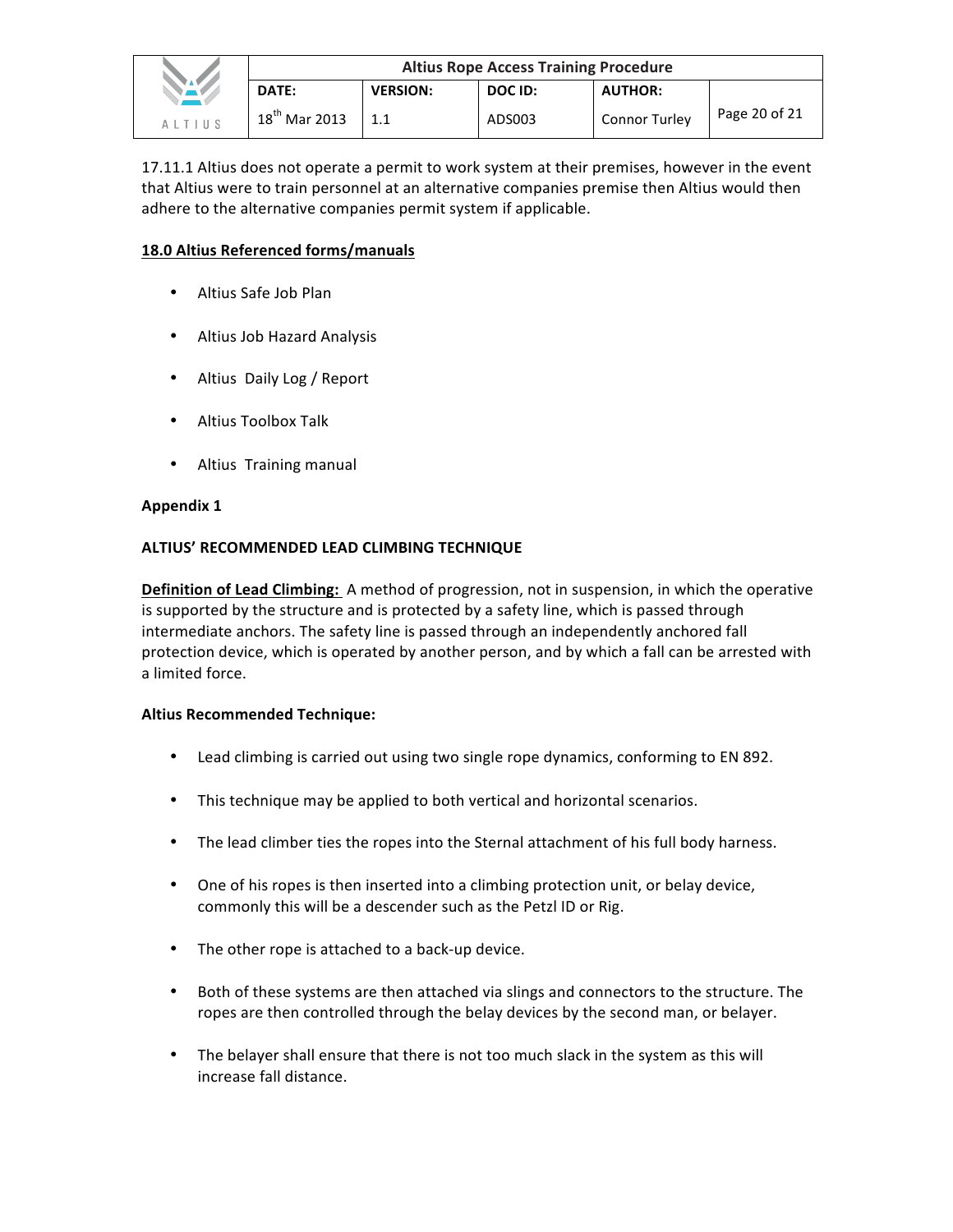17.11.1 Altius does not operate a permit to work system at their premises, however in the event that Altius were to train personnel at an alternative companies premise then Altius would then adhere to the alternative companies permit system if applicable.

## 18.0 Altius Referenced forms/manuals

- Altius Safe Job Plan
- Altius Job Hazard Analysis
- Altius Daily Log / Report
- Altius Toolbox Talk
- Altius Training manual

**Appendix 1**

**ALTIUS' RECOMMENDED LEAD CLIMBING TECHNIQUE**

**Definition of Lead Climbing:** A method of progression, not in suspension, in which the operative is supported by the structure and is protected by a safety line, which is passed through intermediate anchors. The safety line is passed through an independently anchored fall protection device, which is operated by another person, and by which a fall can be arrested with a limited force.

**Altius Recommended Technique:**

- Lead climbing is carried out using two single rope dynamics, conforming to EN 892.
- This technique may be applied to both vertical and horizontal scenarios.
- The lead climber ties the ropes into the Sternal attachment of his full body harness.
- One of his ropes is then inserted into a climbing protection unit, or belay device, commonly this will be a descender such as the Petzl ID or Rig.
- The other rope is attached to a back-up device.
- Both of these systems are then attached via slings and connectors to the structure. The ropes are then controlled through the belay devices by the second man, or belayer.
- The belayer shall ensure that there is not too much slack in the system as this will increase fall distance.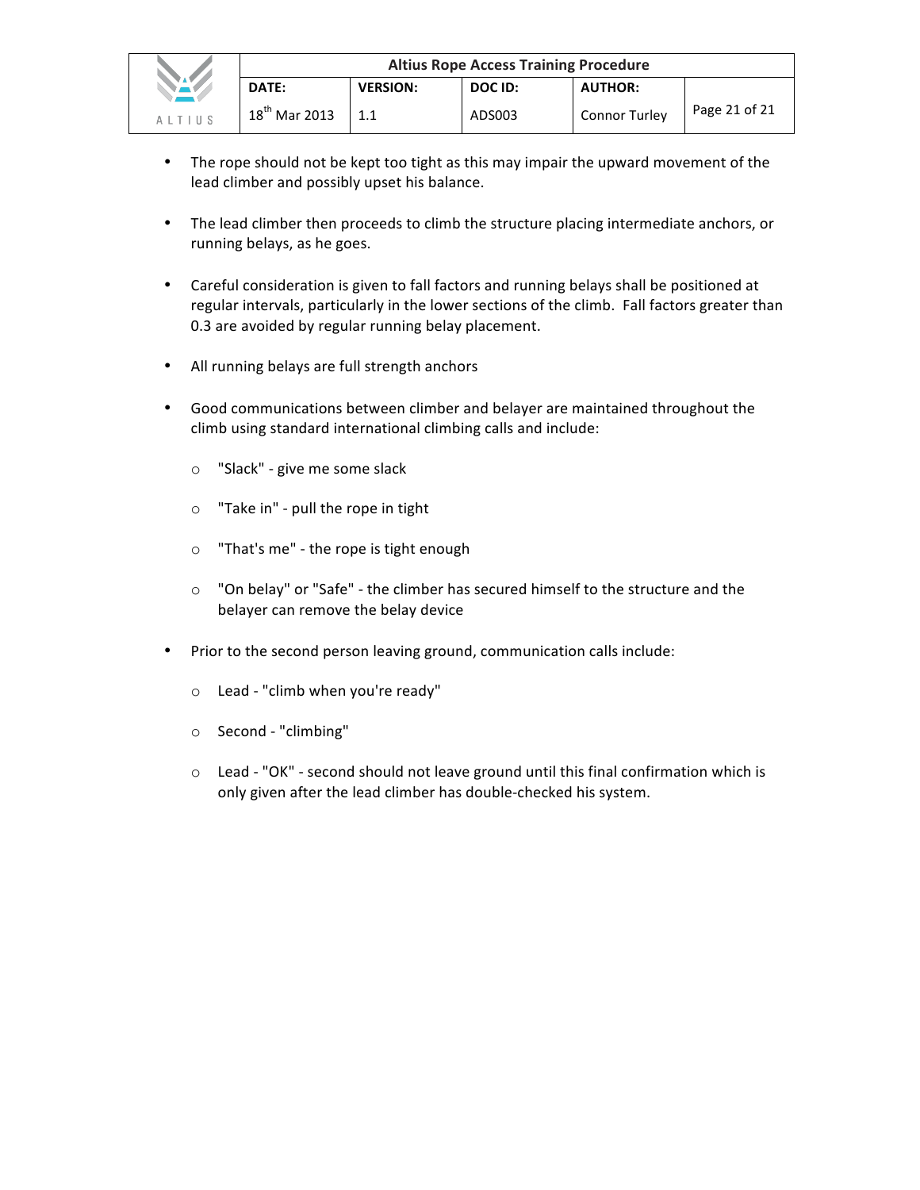- The rope should not be kept too tight as this may impair the upward movement of the lead climber and possibly upset his balance.

- The lead climber then proceeds to climb the structure placing intermediate anchors, or running belays, as he goes.

- Careful consideration is given to fall factors and running belays shall be positioned at regular intervals, particularly in the lower sections of the climb. Fall factors greater than 0.3 are avoided by regular running belay placement.

- All running belays are full strength anchors

- Good communications between climber and belayer are maintained throughout the climb using standard international climbing calls and include:

    - "Slack" - give me some slack

    - "Take in" - pull the rope in tight

    - "That's me" - the rope is tight enough

    - "On belay" or "Safe" - the climber has secured himself to the structure and the belayer can remove the belay device

- Prior to the second person leaving ground, communication calls include:

    - Lead - "climb when you're ready"

    - Second - "climbing"

    - Lead - "OK" - second should not leave ground until this final confirmation which is only given after the lead climber has double-checked his system.